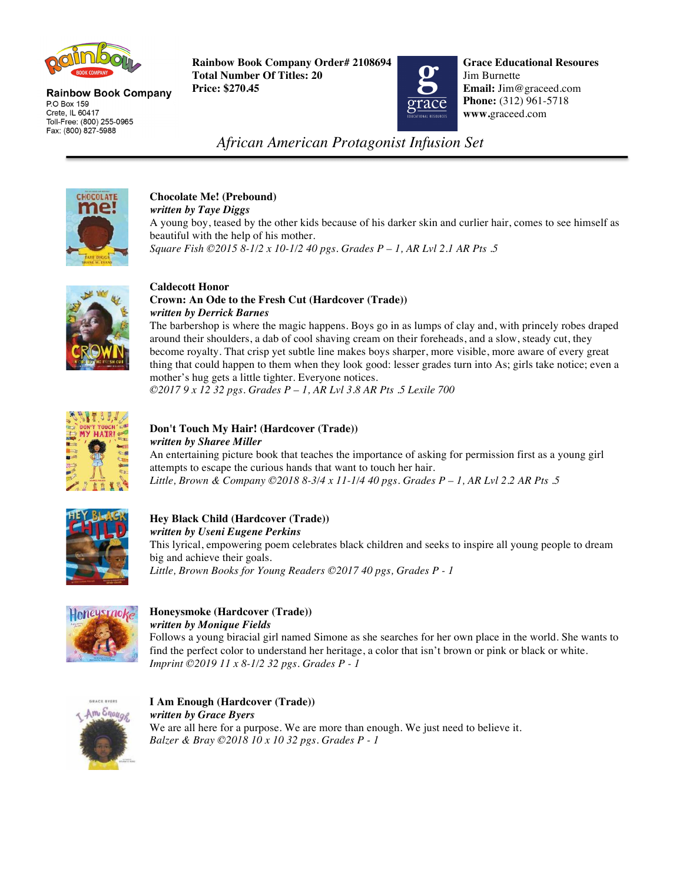**Rainbow Book Company**
P.O Box 159
Crete, IL 60417
Toll-Free: (800) 255-0965
Fax: (800) 827-5988

**Rainbow Book Company Order# 2108694**
**Total Number Of Titles: 20**
**Price: $270.45**

**Grace Educational Resoures**
Jim Burnette
**Email:** Jim@graceed.com
**Phone:** (312) 961-5718
**www.**graceed.com

# *African American Protagonist Infusion Set*

---

**Chocolate Me! (Prebound)**
***written by Taye Diggs***
A young boy, teased by the other kids because of his darker skin and curlier hair, comes to see himself as beautiful with the help of his mother.
*Square Fish ©2015 8-1/2 x 10-1/2 40 pgs. Grades P – 1, AR Lvl 2.1 AR Pts .5*

**Caldecott Honor**
**Crown: An Ode to the Fresh Cut (Hardcover (Trade))**
***written by Derrick Barnes***
The barbershop is where the magic happens. Boys go in as lumps of clay and, with princely robes draped around their shoulders, a dab of cool shaving cream on their foreheads, and a slow, steady cut, they become royalty. That crisp yet subtle line makes boys sharper, more visible, more aware of every great thing that could happen to them when they look good: lesser grades turn into As; girls take notice; even a mother's hug gets a little tighter. Everyone notices.
*©2017 9 x 12 32 pgs. Grades P – 1, AR Lvl 3.8 AR Pts .5 Lexile 700*

**Don't Touch My Hair! (Hardcover (Trade))**
***written by Sharee Miller***
An entertaining picture book that teaches the importance of asking for permission first as a young girl attempts to escape the curious hands that want to touch her hair.
*Little, Brown & Company ©2018 8-3/4 x 11-1/4 40 pgs. Grades P – 1, AR Lvl 2.2 AR Pts .5*

**Hey Black Child (Hardcover (Trade))**
***written by Useni Eugene Perkins***
This lyrical, empowering poem celebrates black children and seeks to inspire all young people to dream big and achieve their goals.
*Little, Brown Books for Young Readers ©2017 40 pgs, Grades P - 1*

**Honeysmoke (Hardcover (Trade))**
***written by Monique Fields***
Follows a young biracial girl named Simone as she searches for her own place in the world. She wants to find the perfect color to understand her heritage, a color that isn't brown or pink or black or white.
*Imprint ©2019 11 x 8-1/2 32 pgs. Grades P - 1*

**I Am Enough (Hardcover (Trade))**
***written by Grace Byers***
We are all here for a purpose. We are more than enough. We just need to believe it.
*Balzer & Bray ©2018 10 x 10 32 pgs. Grades P - 1*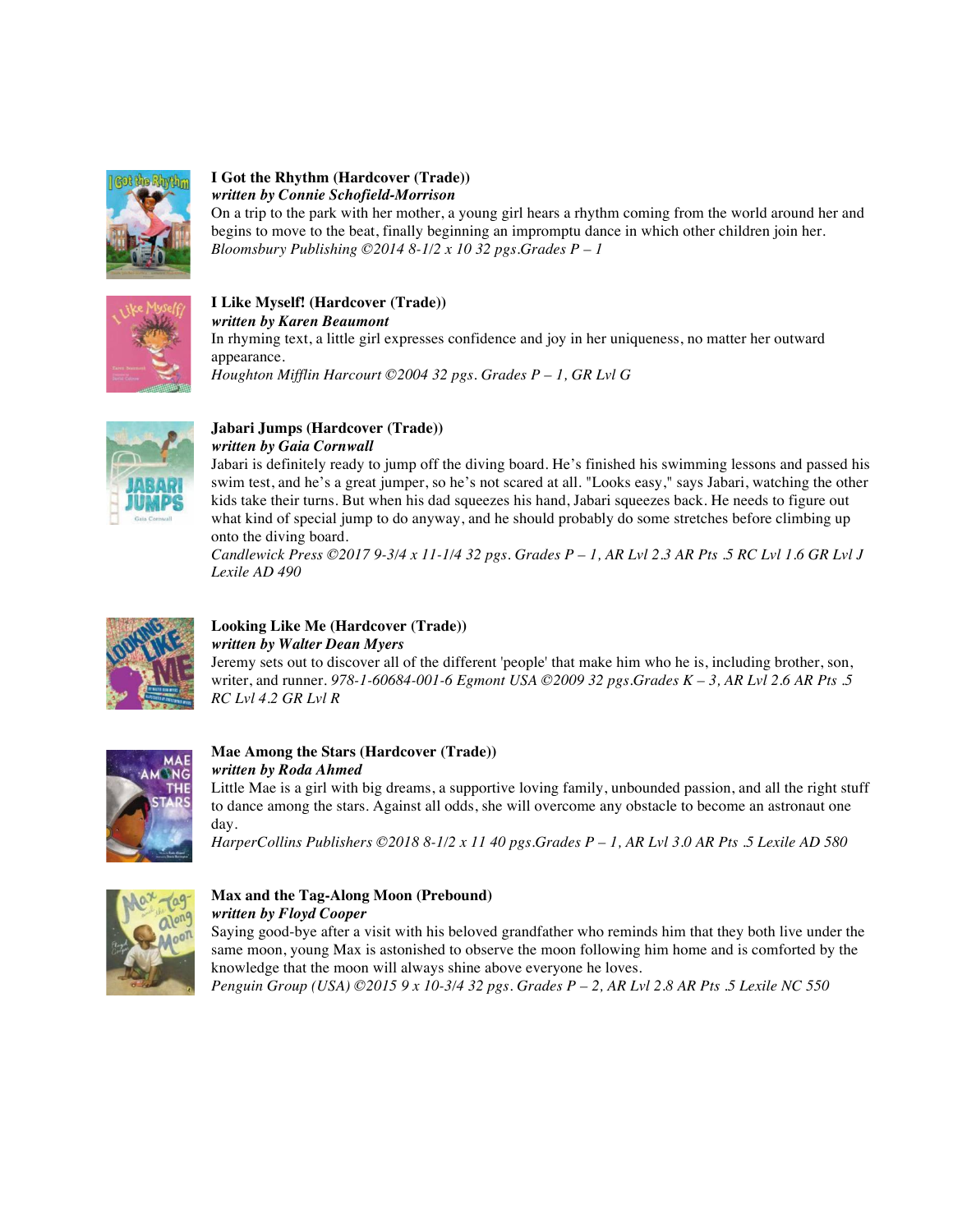**I Got the Rhythm (Hardcover (Trade))**
***written by Connie Schofield-Morrison***
On a trip to the park with her mother, a young girl hears a rhythm coming from the world around her and begins to move to the beat, finally beginning an impromptu dance in which other children join her.
*Bloomsbury Publishing ©2014 8-1/2 x 10 32 pgs.Grades P – 1*

**I Like Myself! (Hardcover (Trade))**
***written by Karen Beaumont***
In rhyming text, a little girl expresses confidence and joy in her uniqueness, no matter her outward appearance.
*Houghton Mifflin Harcourt ©2004 32 pgs. Grades P – 1, GR Lvl G*

**Jabari Jumps (Hardcover (Trade))**
***written by Gaia Cornwall***
Jabari is definitely ready to jump off the diving board. He's finished his swimming lessons and passed his swim test, and he's a great jumper, so he's not scared at all. "Looks easy," says Jabari, watching the other kids take their turns. But when his dad squeezes his hand, Jabari squeezes back. He needs to figure out what kind of special jump to do anyway, and he should probably do some stretches before climbing up onto the diving board.
*Candlewick Press ©2017 9-3/4 x 11-1/4 32 pgs. Grades P – 1, AR Lvl 2.3 AR Pts .5 RC Lvl 1.6 GR Lvl J Lexile AD 490*

**Looking Like Me (Hardcover (Trade))**
***written by Walter Dean Myers***
Jeremy sets out to discover all of the different 'people' that make him who he is, including brother, son, writer, and runner. *978-1-60684-001-6 Egmont USA ©2009 32 pgs.Grades K – 3, AR Lvl 2.6 AR Pts .5 RC Lvl 4.2 GR Lvl R*

**Mae Among the Stars (Hardcover (Trade))**
***written by Roda Ahmed***
Little Mae is a girl with big dreams, a supportive loving family, unbounded passion, and all the right stuff to dance among the stars. Against all odds, she will overcome any obstacle to become an astronaut one day.
*HarperCollins Publishers ©2018 8-1/2 x 11 40 pgs.Grades P – 1, AR Lvl 3.0 AR Pts .5 Lexile AD 580*

**Max and the Tag-Along Moon (Prebound)**
***written by Floyd Cooper***
Saying good-bye after a visit with his beloved grandfather who reminds him that they both live under the same moon, young Max is astonished to observe the moon following him home and is comforted by the knowledge that the moon will always shine above everyone he loves.
*Penguin Group (USA) ©2015 9 x 10-3/4 32 pgs. Grades P – 2, AR Lvl 2.8 AR Pts .5 Lexile NC 550*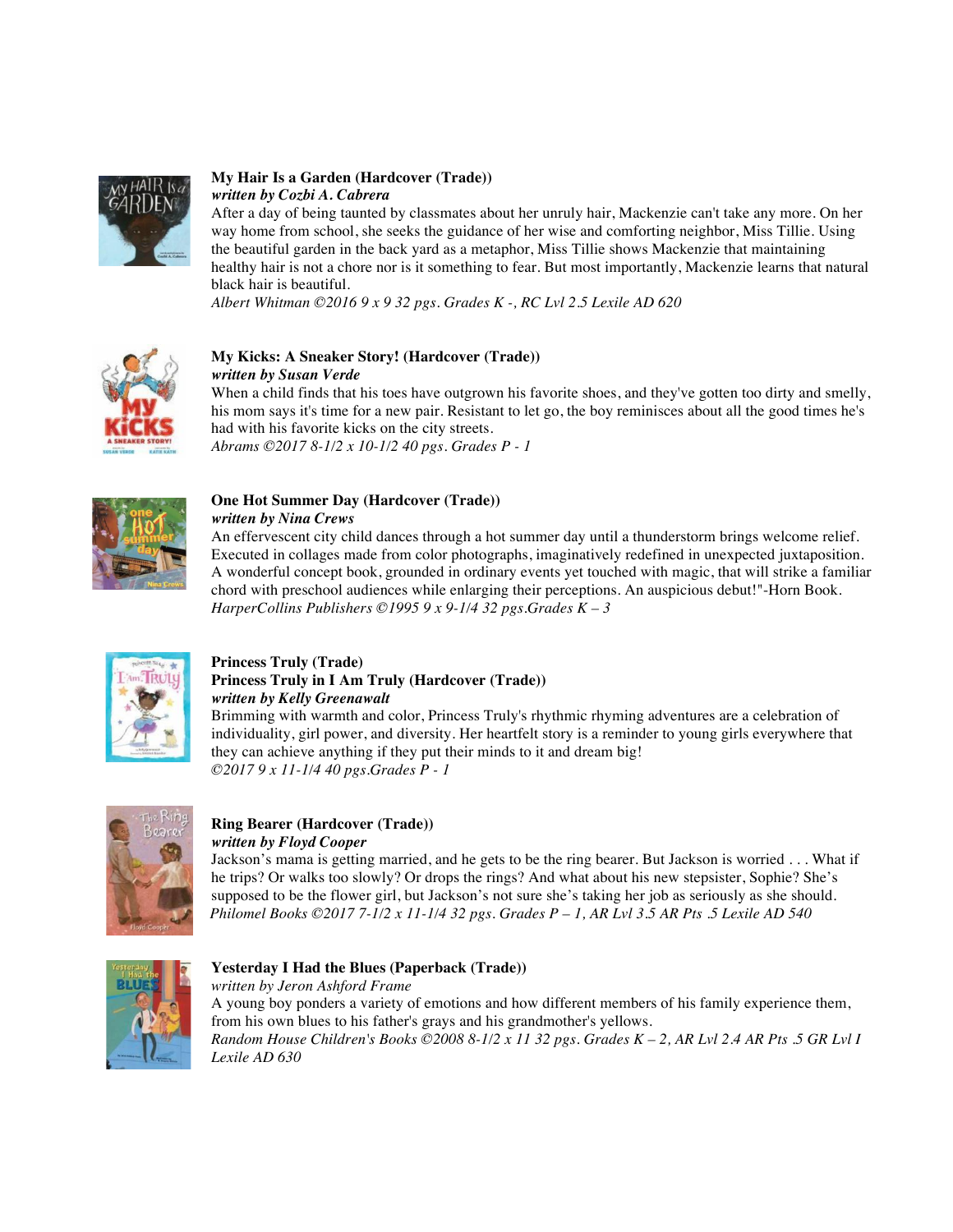**My Hair Is a Garden (Hardcover (Trade))**
***written by Cozbi A. Cabrera***
After a day of being taunted by classmates about her unruly hair, Mackenzie can't take any more. On her way home from school, she seeks the guidance of her wise and comforting neighbor, Miss Tillie. Using the beautiful garden in the back yard as a metaphor, Miss Tillie shows Mackenzie that maintaining healthy hair is not a chore nor is it something to fear. But most importantly, Mackenzie learns that natural black hair is beautiful.
*Albert Whitman ©2016 9 x 9 32 pgs. Grades K -, RC Lvl 2.5 Lexile AD 620*

**My Kicks: A Sneaker Story! (Hardcover (Trade))**
***written by Susan Verde***
When a child finds that his toes have outgrown his favorite shoes, and they've gotten too dirty and smelly, his mom says it's time for a new pair. Resistant to let go, the boy reminisces about all the good times he's had with his favorite kicks on the city streets.
*Abrams ©2017 8-1/2 x 10-1/2 40 pgs. Grades P - 1*

**One Hot Summer Day (Hardcover (Trade))**
***written by Nina Crews***
An effervescent city child dances through a hot summer day until a thunderstorm brings welcome relief. Executed in collages made from color photographs, imaginatively redefined in unexpected juxtaposition. A wonderful concept book, grounded in ordinary events yet touched with magic, that will strike a familiar chord with preschool audiences while enlarging their perceptions. An auspicious debut!"-Horn Book.
*HarperCollins Publishers ©1995 9 x 9-1/4 32 pgs.Grades K – 3*

**Princess Truly (Trade)**
**Princess Truly in I Am Truly (Hardcover (Trade))**
***written by Kelly Greenawalt***
Brimming with warmth and color, Princess Truly's rhythmic rhyming adventures are a celebration of individuality, girl power, and diversity. Her heartfelt story is a reminder to young girls everywhere that they can achieve anything if they put their minds to it and dream big!
*©2017 9 x 11-1/4 40 pgs.Grades P - 1*

**Ring Bearer (Hardcover (Trade))**
***written by Floyd Cooper***
Jackson's mama is getting married, and he gets to be the ring bearer. But Jackson is worried . . . What if he trips? Or walks too slowly? Or drops the rings? And what about his new stepsister, Sophie? She's supposed to be the flower girl, but Jackson's not sure she's taking her job as seriously as she should.
*Philomel Books ©2017 7-1/2 x 11-1/4 32 pgs. Grades P – 1, AR Lvl 3.5 AR Pts .5 Lexile AD 540*

**Yesterday I Had the Blues (Paperback (Trade))**
*written by Jeron Ashford Frame*
A young boy ponders a variety of emotions and how different members of his family experience them, from his own blues to his father's grays and his grandmother's yellows.
*Random House Children's Books ©2008 8-1/2 x 11 32 pgs. Grades K – 2, AR Lvl 2.4 AR Pts .5 GR Lvl I Lexile AD 630*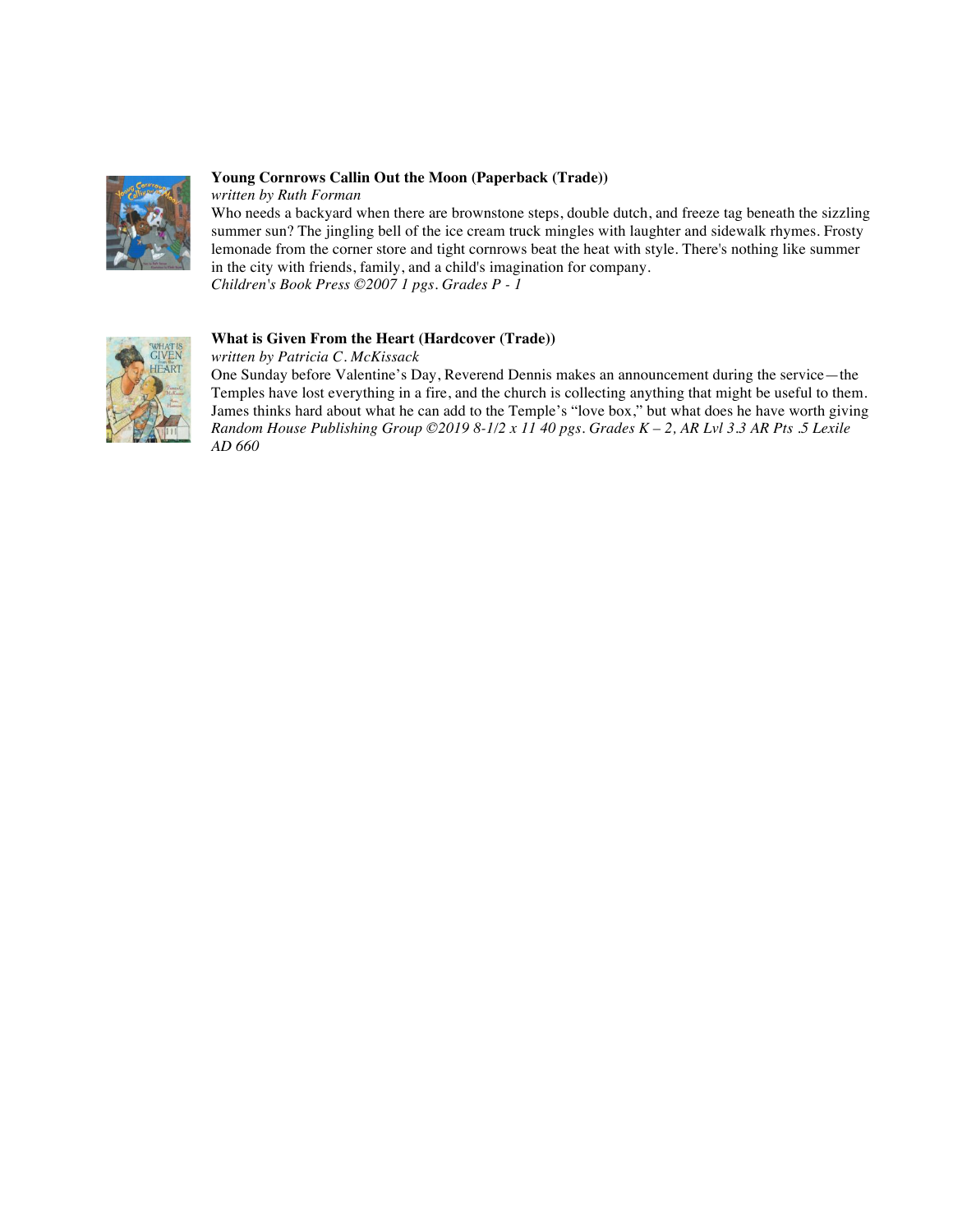**Young Cornrows Callin Out the Moon (Paperback (Trade))**
*written by Ruth Forman*
Who needs a backyard when there are brownstone steps, double dutch, and freeze tag beneath the sizzling summer sun? The jingling bell of the ice cream truck mingles with laughter and sidewalk rhymes. Frosty lemonade from the corner store and tight cornrows beat the heat with style. There's nothing like summer in the city with friends, family, and a child's imagination for company.
*Children's Book Press ©2007 1 pgs. Grades P - 1*

**What is Given From the Heart (Hardcover (Trade))**
*written by Patricia C. McKissack*
One Sunday before Valentine's Day, Reverend Dennis makes an announcement during the service—the Temples have lost everything in a fire, and the church is collecting anything that might be useful to them. James thinks hard about what he can add to the Temple's "love box," but what does he have worth giving
*Random House Publishing Group ©2019 8-1/2 x 11 40 pgs. Grades K – 2, AR Lvl 3.3 AR Pts .5 Lexile AD 660*